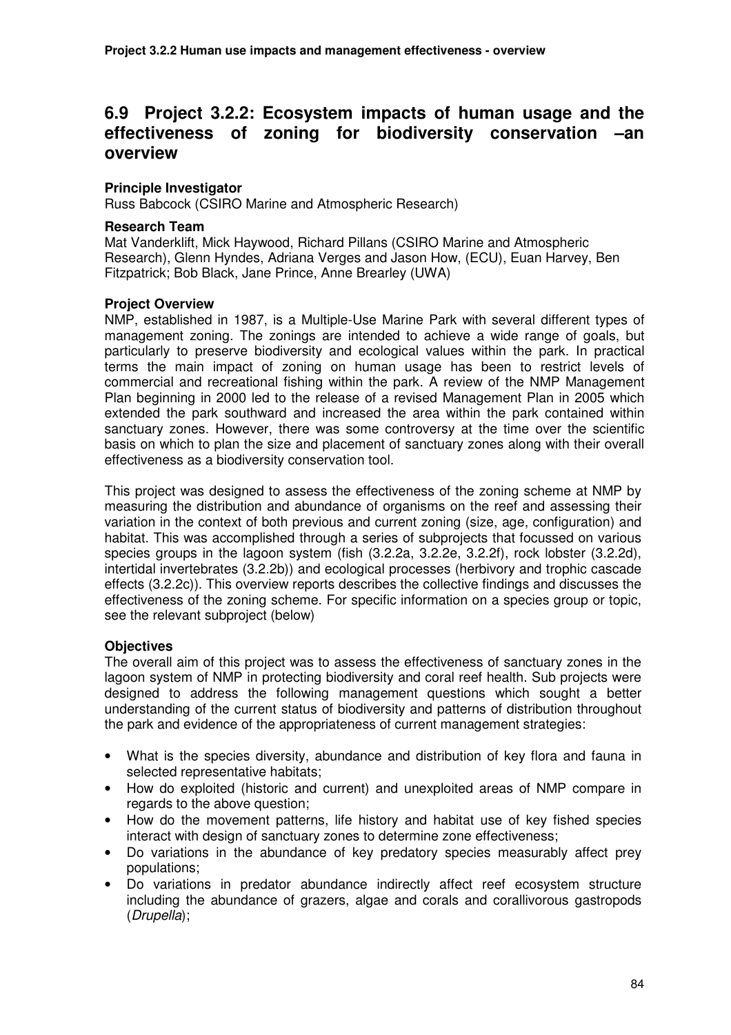## 6.9 Project 3.2.2: Ecosystem impacts of human usage and the effectiveness of zoning for biodiversity conservation –an overview

**Principle Investigator**

Russ Babcock (CSIRO Marine and Atmospheric Research)

**Research Team**

Mat Vanderklift, Mick Haywood, Richard Pillans (CSIRO Marine and Atmospheric Research), Glenn Hyndes, Adriana Verges and Jason How, (ECU), Euan Harvey, Ben Fitzpatrick; Bob Black, Jane Prince, Anne Brearley (UWA)

**Project Overview**

NMP, established in 1987, is a Multiple-Use Marine Park with several different types of management zoning. The zonings are intended to achieve a wide range of goals, but particularly to preserve biodiversity and ecological values within the park. In practical terms the main impact of zoning on human usage has been to restrict levels of commercial and recreational fishing within the park. A review of the NMP Management Plan beginning in 2000 led to the release of a revised Management Plan in 2005 which extended the park southward and increased the area within the park contained within sanctuary zones. However, there was some controversy at the time over the scientific basis on which to plan the size and placement of sanctuary zones along with their overall effectiveness as a biodiversity conservation tool.

This project was designed to assess the effectiveness of the zoning scheme at NMP by measuring the distribution and abundance of organisms on the reef and assessing their variation in the context of both previous and current zoning (size, age, configuration) and habitat. This was accomplished through a series of subprojects that focussed on various species groups in the lagoon system (fish (3.2.2a, 3.2.2e, 3.2.2f), rock lobster (3.2.2d), intertidal invertebrates (3.2.2b)) and ecological processes (herbivory and trophic cascade effects (3.2.2c)). This overview reports describes the collective findings and discusses the effectiveness of the zoning scheme. For specific information on a species group or topic, see the relevant subproject (below)

**Objectives**

The overall aim of this project was to assess the effectiveness of sanctuary zones in the lagoon system of NMP in protecting biodiversity and coral reef health. Sub projects were designed to address the following management questions which sought a better understanding of the current status of biodiversity and patterns of distribution throughout the park and evidence of the appropriateness of current management strategies:

- What is the species diversity, abundance and distribution of key flora and fauna in selected representative habitats;
- How do exploited (historic and current) and unexploited areas of NMP compare in regards to the above question;
- How do the movement patterns, life history and habitat use of key fished species interact with design of sanctuary zones to determine zone effectiveness;
- Do variations in the abundance of key predatory species measurably affect prey populations;
- Do variations in predator abundance indirectly affect reef ecosystem structure including the abundance of grazers, algae and corals and corallivorous gastropods (*Drupella*);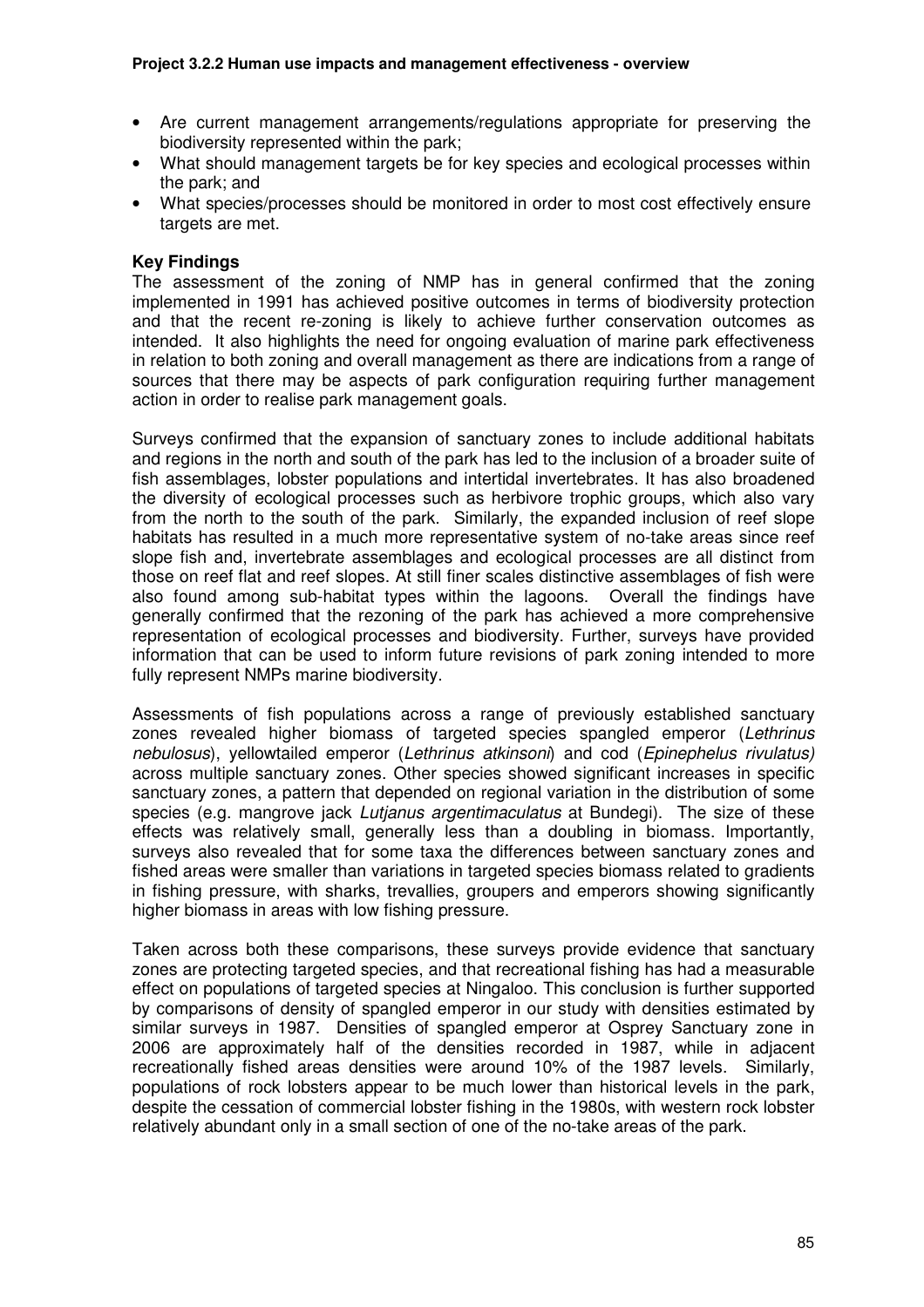- Are current management arrangements/regulations appropriate for preserving the biodiversity represented within the park;
- What should management targets be for key species and ecological processes within the park; and
- What species/processes should be monitored in order to most cost effectively ensure targets are met.

**Key Findings**

The assessment of the zoning of NMP has in general confirmed that the zoning implemented in 1991 has achieved positive outcomes in terms of biodiversity protection and that the recent re-zoning is likely to achieve further conservation outcomes as intended. It also highlights the need for ongoing evaluation of marine park effectiveness in relation to both zoning and overall management as there are indications from a range of sources that there may be aspects of park configuration requiring further management action in order to realise park management goals.

Surveys confirmed that the expansion of sanctuary zones to include additional habitats and regions in the north and south of the park has led to the inclusion of a broader suite of fish assemblages, lobster populations and intertidal invertebrates. It has also broadened the diversity of ecological processes such as herbivore trophic groups, which also vary from the north to the south of the park. Similarly, the expanded inclusion of reef slope habitats has resulted in a much more representative system of no-take areas since reef slope fish and, invertebrate assemblages and ecological processes are all distinct from those on reef flat and reef slopes. At still finer scales distinctive assemblages of fish were also found among sub-habitat types within the lagoons. Overall the findings have generally confirmed that the rezoning of the park has achieved a more comprehensive representation of ecological processes and biodiversity. Further, surveys have provided information that can be used to inform future revisions of park zoning intended to more fully represent NMPs marine biodiversity.

Assessments of fish populations across a range of previously established sanctuary zones revealed higher biomass of targeted species spangled emperor (*Lethrinus nebulosus*), yellowtailed emperor (*Lethrinus atkinsoni*) and cod (*Epinephelus rivulatus)* across multiple sanctuary zones. Other species showed significant increases in specific sanctuary zones, a pattern that depended on regional variation in the distribution of some species (e.g. mangrove jack *Lutjanus argentimaculatus* at Bundegi). The size of these effects was relatively small, generally less than a doubling in biomass. Importantly, surveys also revealed that for some taxa the differences between sanctuary zones and fished areas were smaller than variations in targeted species biomass related to gradients in fishing pressure, with sharks, trevallies, groupers and emperors showing significantly higher biomass in areas with low fishing pressure.

Taken across both these comparisons, these surveys provide evidence that sanctuary zones are protecting targeted species, and that recreational fishing has had a measurable effect on populations of targeted species at Ningaloo. This conclusion is further supported by comparisons of density of spangled emperor in our study with densities estimated by similar surveys in 1987. Densities of spangled emperor at Osprey Sanctuary zone in 2006 are approximately half of the densities recorded in 1987, while in adjacent recreationally fished areas densities were around 10% of the 1987 levels. Similarly, populations of rock lobsters appear to be much lower than historical levels in the park, despite the cessation of commercial lobster fishing in the 1980s, with western rock lobster relatively abundant only in a small section of one of the no-take areas of the park.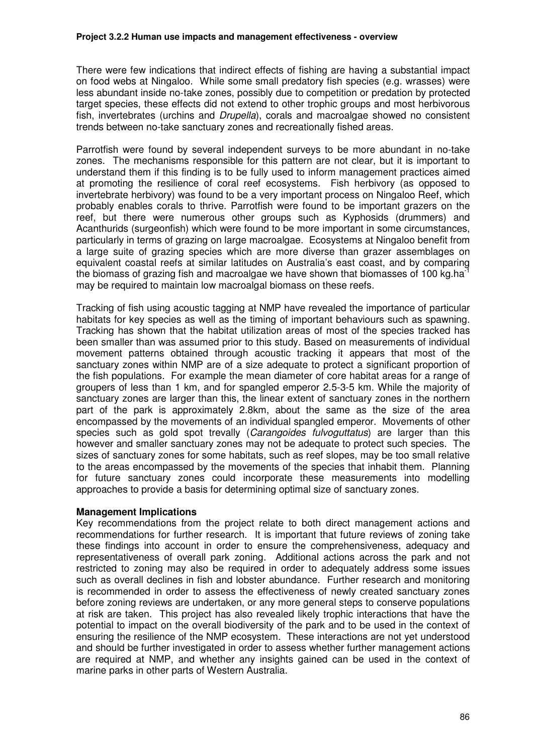There were few indications that indirect effects of fishing are having a substantial impact on food webs at Ningaloo. While some small predatory fish species (e.g. wrasses) were less abundant inside no-take zones, possibly due to competition or predation by protected target species, these effects did not extend to other trophic groups and most herbivorous fish, invertebrates (urchins and *Drupella*), corals and macroalgae showed no consistent trends between no-take sanctuary zones and recreationally fished areas.

Parrotfish were found by several independent surveys to be more abundant in no-take zones. The mechanisms responsible for this pattern are not clear, but it is important to understand them if this finding is to be fully used to inform management practices aimed at promoting the resilience of coral reef ecosystems. Fish herbivory (as opposed to invertebrate herbivory) was found to be a very important process on Ningaloo Reef, which probably enables corals to thrive. Parrotfish were found to be important grazers on the reef, but there were numerous other groups such as Kyphosids (drummers) and Acanthurids (surgeonfish) which were found to be more important in some circumstances, particularly in terms of grazing on large macroalgae. Ecosystems at Ningaloo benefit from a large suite of grazing species which are more diverse than grazer assemblages on equivalent coastal reefs at similar latitudes on Australia's east coast, and by comparing the biomass of grazing fish and macroalgae we have shown that biomasses of 100 kg.ha$^{-1}$ may be required to maintain low macroalgal biomass on these reefs.

Tracking of fish using acoustic tagging at NMP have revealed the importance of particular habitats for key species as well as the timing of important behaviours such as spawning. Tracking has shown that the habitat utilization areas of most of the species tracked has been smaller than was assumed prior to this study. Based on measurements of individual movement patterns obtained through acoustic tracking it appears that most of the sanctuary zones within NMP are of a size adequate to protect a significant proportion of the fish populations. For example the mean diameter of core habitat areas for a range of groupers of less than 1 km, and for spangled emperor 2.5-3-5 km. While the majority of sanctuary zones are larger than this, the linear extent of sanctuary zones in the northern part of the park is approximately 2.8km, about the same as the size of the area encompassed by the movements of an individual spangled emperor. Movements of other species such as gold spot trevally (*Carangoides fulvoguttatus*) are larger than this however and smaller sanctuary zones may not be adequate to protect such species. The sizes of sanctuary zones for some habitats, such as reef slopes, may be too small relative to the areas encompassed by the movements of the species that inhabit them. Planning for future sanctuary zones could incorporate these measurements into modelling approaches to provide a basis for determining optimal size of sanctuary zones.

**Management Implications**

Key recommendations from the project relate to both direct management actions and recommendations for further research. It is important that future reviews of zoning take these findings into account in order to ensure the comprehensiveness, adequacy and representativeness of overall park zoning. Additional actions across the park and not restricted to zoning may also be required in order to adequately address some issues such as overall declines in fish and lobster abundance. Further research and monitoring is recommended in order to assess the effectiveness of newly created sanctuary zones before zoning reviews are undertaken, or any more general steps to conserve populations at risk are taken. This project has also revealed likely trophic interactions that have the potential to impact on the overall biodiversity of the park and to be used in the context of ensuring the resilience of the NMP ecosystem. These interactions are not yet understood and should be further investigated in order to assess whether further management actions are required at NMP, and whether any insights gained can be used in the context of marine parks in other parts of Western Australia.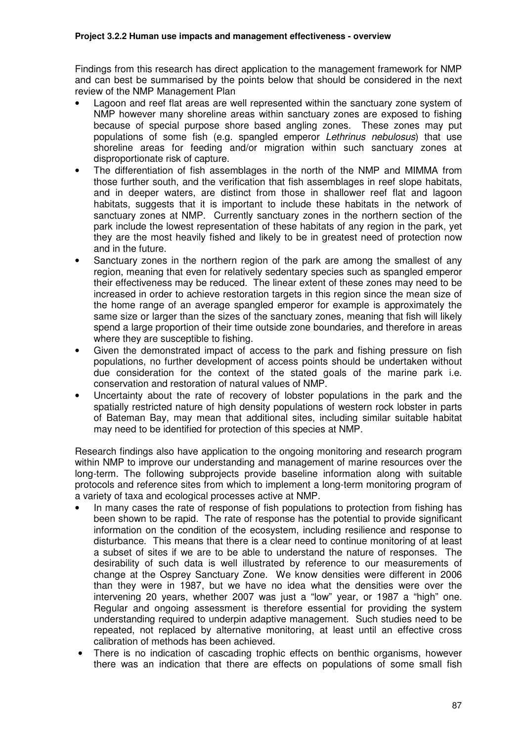**Project 3.2.2 Human use impacts and management effectiveness - overview**

Findings from this research has direct application to the management framework for NMP and can best be summarised by the points below that should be considered in the next review of the NMP Management Plan

- Lagoon and reef flat areas are well represented within the sanctuary zone system of NMP however many shoreline areas within sanctuary zones are exposed to fishing because of special purpose shore based angling zones. These zones may put populations of some fish (e.g. spangled emperor *Lethrinus nebulosus*) that use shoreline areas for feeding and/or migration within such sanctuary zones at disproportionate risk of capture.
- The differentiation of fish assemblages in the north of the NMP and MIMMA from those further south, and the verification that fish assemblages in reef slope habitats, and in deeper waters, are distinct from those in shallower reef flat and lagoon habitats, suggests that it is important to include these habitats in the network of sanctuary zones at NMP. Currently sanctuary zones in the northern section of the park include the lowest representation of these habitats of any region in the park, yet they are the most heavily fished and likely to be in greatest need of protection now and in the future.
- Sanctuary zones in the northern region of the park are among the smallest of any region, meaning that even for relatively sedentary species such as spangled emperor their effectiveness may be reduced. The linear extent of these zones may need to be increased in order to achieve restoration targets in this region since the mean size of the home range of an average spangled emperor for example is approximately the same size or larger than the sizes of the sanctuary zones, meaning that fish will likely spend a large proportion of their time outside zone boundaries, and therefore in areas where they are susceptible to fishing.
- Given the demonstrated impact of access to the park and fishing pressure on fish populations, no further development of access points should be undertaken without due consideration for the context of the stated goals of the marine park i.e. conservation and restoration of natural values of NMP.
- Uncertainty about the rate of recovery of lobster populations in the park and the spatially restricted nature of high density populations of western rock lobster in parts of Bateman Bay, may mean that additional sites, including similar suitable habitat may need to be identified for protection of this species at NMP.

Research findings also have application to the ongoing monitoring and research program within NMP to improve our understanding and management of marine resources over the long-term. The following subprojects provide baseline information along with suitable protocols and reference sites from which to implement a long-term monitoring program of a variety of taxa and ecological processes active at NMP.

- In many cases the rate of response of fish populations to protection from fishing has been shown to be rapid. The rate of response has the potential to provide significant information on the condition of the ecosystem, including resilience and response to disturbance. This means that there is a clear need to continue monitoring of at least a subset of sites if we are to be able to understand the nature of responses. The desirability of such data is well illustrated by reference to our measurements of change at the Osprey Sanctuary Zone. We know densities were different in 2006 than they were in 1987, but we have no idea what the densities were over the intervening 20 years, whether 2007 was just a "low" year, or 1987 a "high" one. Regular and ongoing assessment is therefore essential for providing the system understanding required to underpin adaptive management. Such studies need to be repeated, not replaced by alternative monitoring, at least until an effective cross calibration of methods has been achieved.
- There is no indication of cascading trophic effects on benthic organisms, however there was an indication that there are effects on populations of some small fish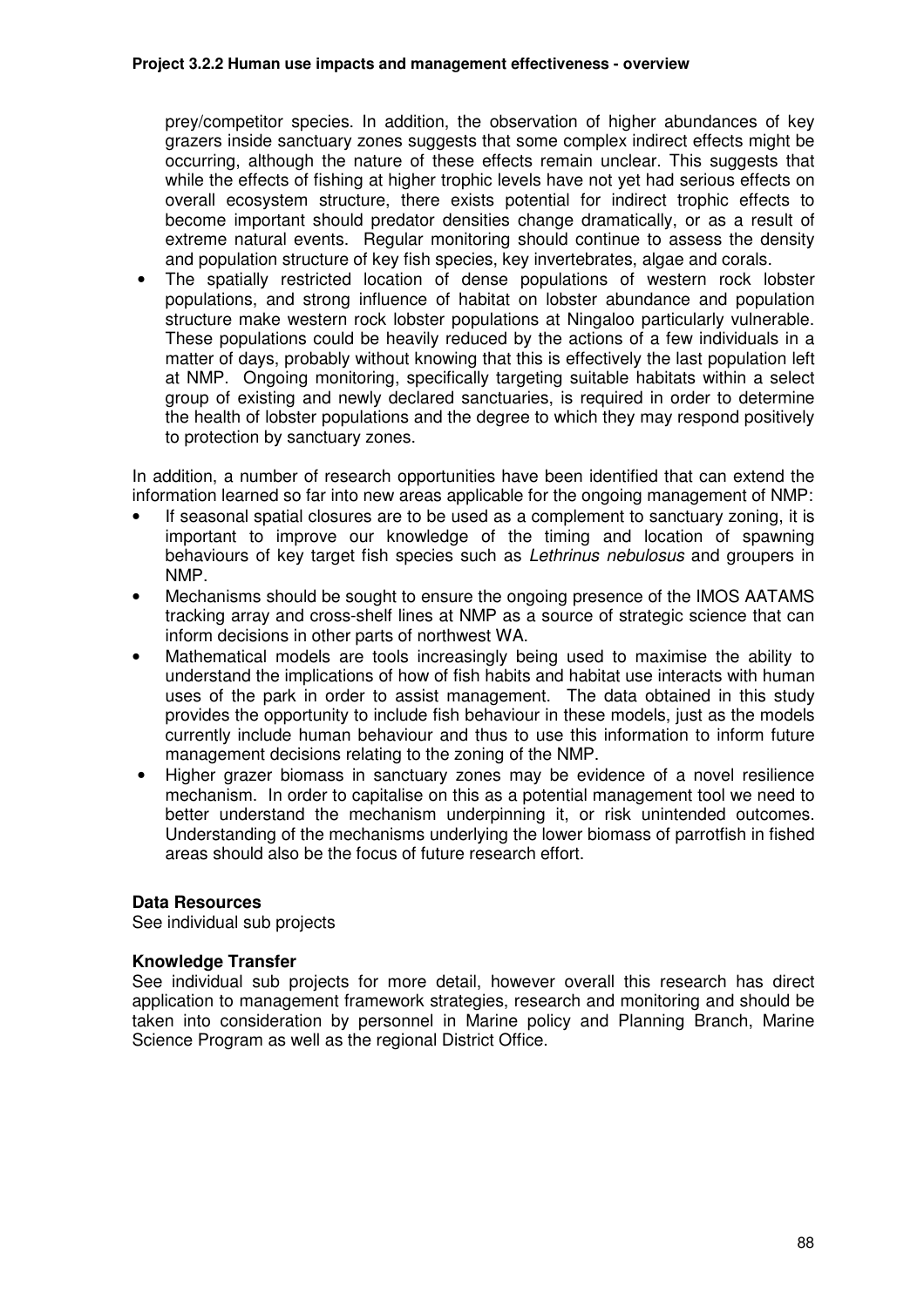prey/competitor species. In addition, the observation of higher abundances of key grazers inside sanctuary zones suggests that some complex indirect effects might be occurring, although the nature of these effects remain unclear. This suggests that while the effects of fishing at higher trophic levels have not yet had serious effects on overall ecosystem structure, there exists potential for indirect trophic effects to become important should predator densities change dramatically, or as a result of extreme natural events. Regular monitoring should continue to assess the density and population structure of key fish species, key invertebrates, algae and corals.

- The spatially restricted location of dense populations of western rock lobster populations, and strong influence of habitat on lobster abundance and population structure make western rock lobster populations at Ningaloo particularly vulnerable. These populations could be heavily reduced by the actions of a few individuals in a matter of days, probably without knowing that this is effectively the last population left at NMP. Ongoing monitoring, specifically targeting suitable habitats within a select group of existing and newly declared sanctuaries, is required in order to determine the health of lobster populations and the degree to which they may respond positively to protection by sanctuary zones.

In addition, a number of research opportunities have been identified that can extend the information learned so far into new areas applicable for the ongoing management of NMP:

- If seasonal spatial closures are to be used as a complement to sanctuary zoning, it is important to improve our knowledge of the timing and location of spawning behaviours of key target fish species such as *Lethrinus nebulosus* and groupers in NMP.
- Mechanisms should be sought to ensure the ongoing presence of the IMOS AATAMS tracking array and cross-shelf lines at NMP as a source of strategic science that can inform decisions in other parts of northwest WA.
- Mathematical models are tools increasingly being used to maximise the ability to understand the implications of how of fish habits and habitat use interacts with human uses of the park in order to assist management. The data obtained in this study provides the opportunity to include fish behaviour in these models, just as the models currently include human behaviour and thus to use this information to inform future management decisions relating to the zoning of the NMP.
- Higher grazer biomass in sanctuary zones may be evidence of a novel resilience mechanism. In order to capitalise on this as a potential management tool we need to better understand the mechanism underpinning it, or risk unintended outcomes. Understanding of the mechanisms underlying the lower biomass of parrotfish in fished areas should also be the focus of future research effort.

**Data Resources**

See individual sub projects

**Knowledge Transfer**

See individual sub projects for more detail, however overall this research has direct application to management framework strategies, research and monitoring and should be taken into consideration by personnel in Marine policy and Planning Branch, Marine Science Program as well as the regional District Office.